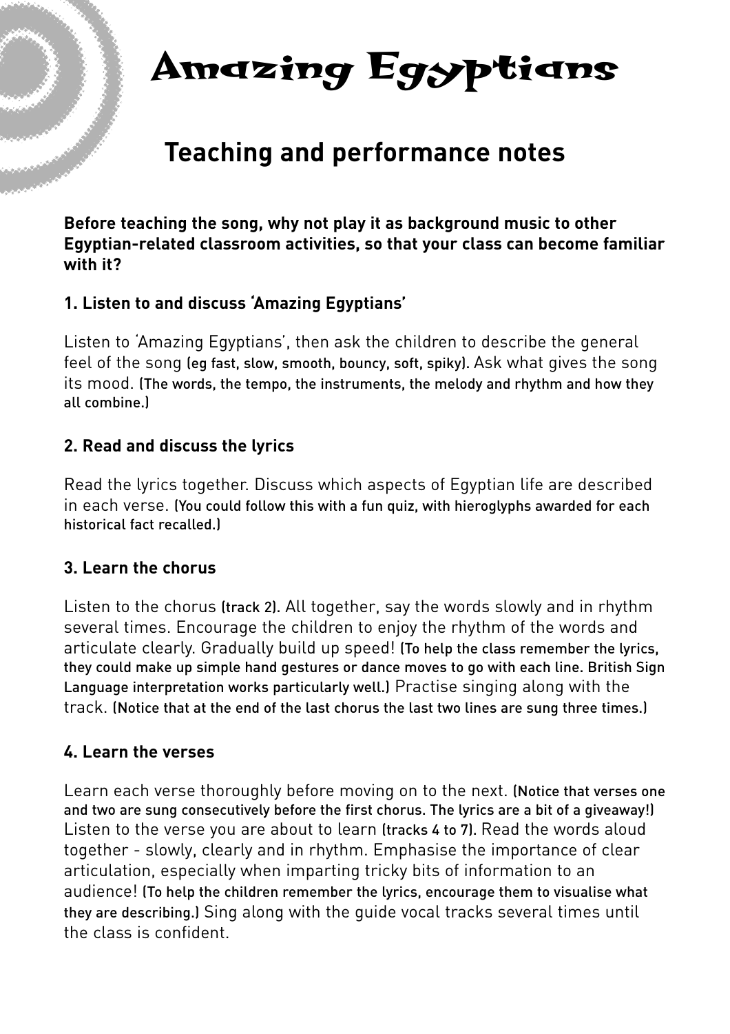# Amazing Egyptians

## Teaching and performance notes

**Before teaching the song, why not play it as background music to other Egyptian-related classroom activities, so that your class can become familiar with it?**

### 1. Listen to and discuss 'Amazing Egyptians'

Listen to 'Amazing Egyptians', then ask the children to describe the general feel of the song (eg fast, slow, smooth, bouncy, soft, spiky). Ask what gives the song its mood. (The words, the tempo, the instruments, the melody and rhythm and how they all combine.)

### 2. Read and discuss the lyrics

Read the lyrics together. Discuss which aspects of Egyptian life are described in each verse. (You could follow this with a fun quiz, with hieroglyphs awarded for each historical fact recalled.)

### 3. Learn the chorus

Listen to the chorus (track 2). All together, say the words slowly and in rhythm several times. Encourage the children to enjoy the rhythm of the words and articulate clearly. Gradually build up speed! (To help the class remember the lyrics, they could make up simple hand gestures or dance moves to go with each line. British Sign Language interpretation works particularly well.) Practise singing along with the track. (Notice that at the end of the last chorus the last two lines are sung three times.)

### 4. Learn the verses

Learn each verse thoroughly before moving on to the next. (Notice that verses one and two are sung consecutively before the first chorus. The lyrics are a bit of a giveaway!) Listen to the verse you are about to learn (tracks 4 to 7). Read the words aloud together - slowly, clearly and in rhythm. Emphasise the importance of clear articulation, especially when imparting tricky bits of information to an audience! (To help the children remember the lyrics, encourage them to visualise what they are describing.) Sing along with the guide vocal tracks several times until the class is confident.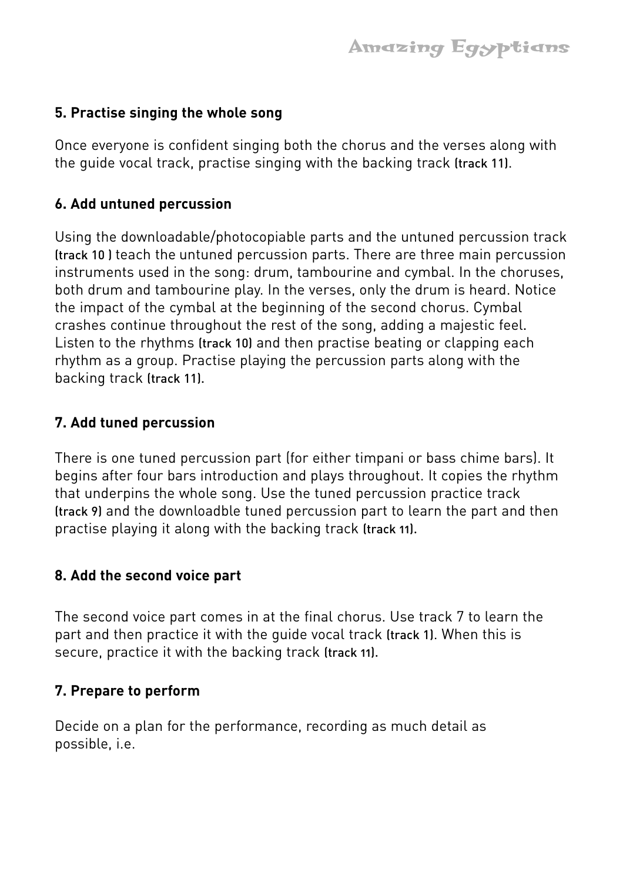### 5. Practise singing the whole song

Once everyone is confident singing both the chorus and the verses along with the guide vocal track, practise singing with the backing track (track 11).

### 6. Add untuned percussion

Using the downloadable/photocopiable parts and the untuned percussion track (track 10 ) teach the untuned percussion parts. There are three main percussion instruments used in the song: drum, tambourine and cymbal. In the choruses, both drum and tambourine play. In the verses, only the drum is heard. Notice the impact of the cymbal at the beginning of the second chorus. Cymbal crashes continue throughout the rest of the song, adding a majestic feel. Listen to the rhythms (track 10) and then practise beating or clapping each rhythm as a group. Practise playing the percussion parts along with the backing track (track 11).

### 7. Add tuned percussion

There is one tuned percussion part (for either timpani or bass chime bars). It begins after four bars introduction and plays throughout. It copies the rhythm that underpins the whole song. Use the tuned percussion practice track (track 9) and the downloadble tuned percussion part to learn the part and then practise playing it along with the backing track (track 11).

### 8. Add the second voice part

The second voice part comes in at the final chorus. Use track 7 to learn the part and then practice it with the guide vocal track (track 1). When this is secure, practice it with the backing track (track 11).

### 7. Prepare to perform

Decide on a plan for the performance, recording as much detail as possible, i.e.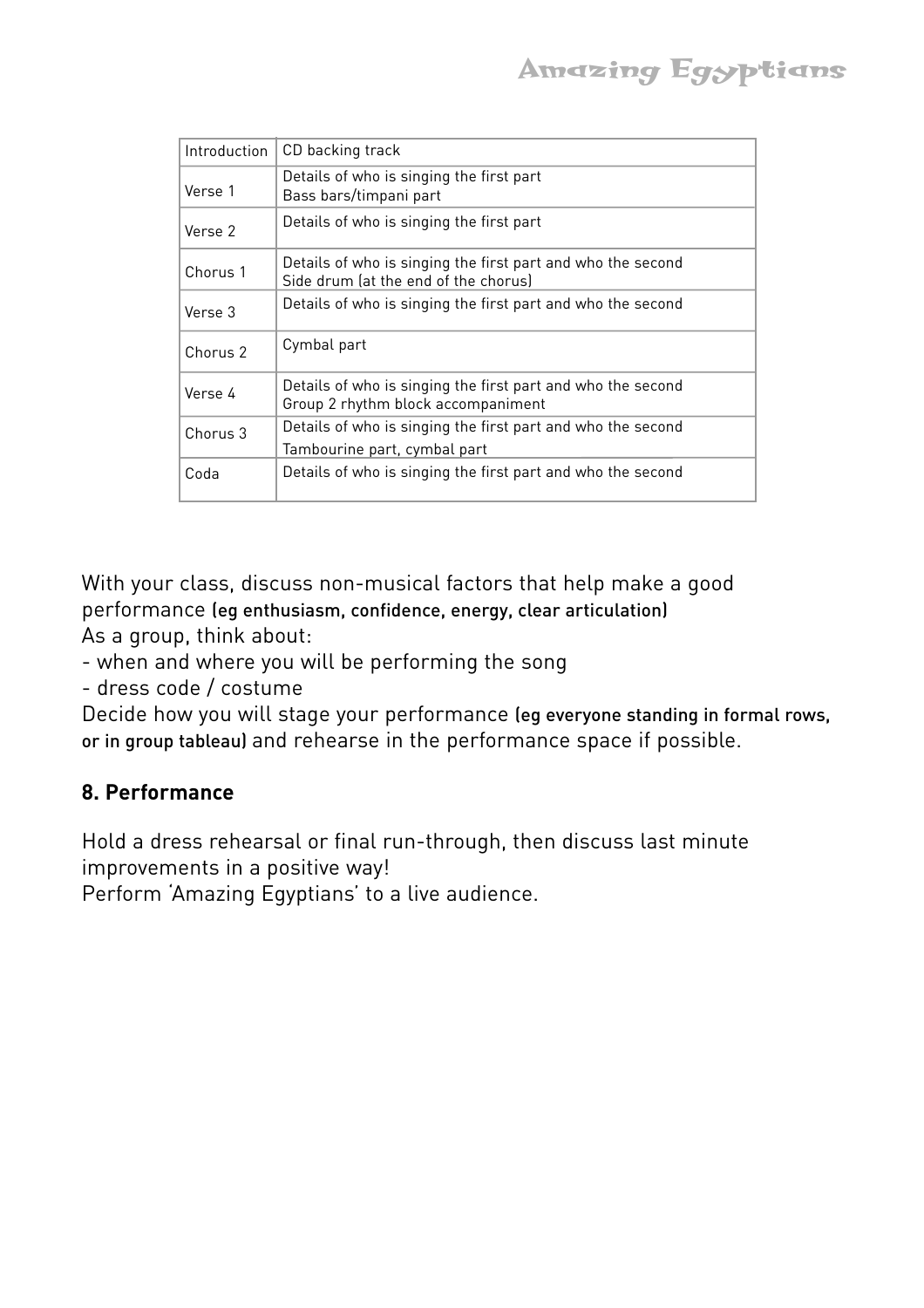| | |
|---|---|
| Introduction | CD backing track |
| Verse 1 | Details of who is singing the first part<br>Bass bars/timpani part |
| Verse 2 | Details of who is singing the first part |
| Chorus 1 | Details of who is singing the first part and who the second<br>Side drum (at the end of the chorus) |
| Verse 3 | Details of who is singing the first part and who the second |
| Chorus 2 | Cymbal part |
| Verse 4 | Details of who is singing the first part and who the second<br>Group 2 rhythm block accompaniment |
| Chorus 3 | Details of who is singing the first part and who the second<br>Tambourine part, cymbal part |
| Coda | Details of who is singing the first part and who the second |

With your class, discuss non-musical factors that help make a good performance (eg enthusiasm, confidence, energy, clear articulation)

As a group, think about:

- when and where you will be performing the song
- dress code / costume

Decide how you will stage your performance (eg everyone standing in formal rows, or in group tableau) and rehearse in the performance space if possible.

## 8. Performance

Hold a dress rehearsal or final run-through, then discuss last minute improvements in a positive way!

Perform 'Amazing Egyptians' to a live audience.